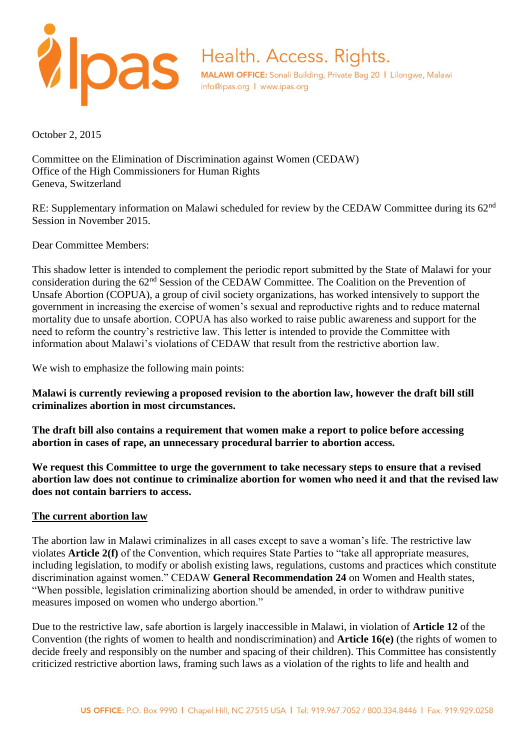Ipas

Health. Access. Rights.

**MALAWI OFFICE:** Sonali Building, Private Bag 20 | Lilongwe, Malawi
info@ipas.org | www.ipas.org

October 2, 2015

Committee on the Elimination of Discrimination against Women (CEDAW)
Office of the High Commissioners for Human Rights
Geneva, Switzerland

RE: Supplementary information on Malawi scheduled for review by the CEDAW Committee during its 62nd Session in November 2015.

Dear Committee Members:

This shadow letter is intended to complement the periodic report submitted by the State of Malawi for your consideration during the 62nd Session of the CEDAW Committee. The Coalition on the Prevention of Unsafe Abortion (COPUA), a group of civil society organizations, has worked intensively to support the government in increasing the exercise of women's sexual and reproductive rights and to reduce maternal mortality due to unsafe abortion. COPUA has also worked to raise public awareness and support for the need to reform the country's restrictive law. This letter is intended to provide the Committee with information about Malawi's violations of CEDAW that result from the restrictive abortion law.

We wish to emphasize the following main points:

**Malawi is currently reviewing a proposed revision to the abortion law, however the draft bill still criminalizes abortion in most circumstances.**

**The draft bill also contains a requirement that women make a report to police before accessing abortion in cases of rape, an unnecessary procedural barrier to abortion access.**

**We request this Committee to urge the government to take necessary steps to ensure that a revised abortion law does not continue to criminalize abortion for women who need it and that the revised law does not contain barriers to access.**

## The current abortion law

The abortion law in Malawi criminalizes in all cases except to save a woman's life. The restrictive law violates **Article 2(f)** of the Convention, which requires State Parties to "take all appropriate measures, including legislation, to modify or abolish existing laws, regulations, customs and practices which constitute discrimination against women." CEDAW **General Recommendation 24** on Women and Health states, "When possible, legislation criminalizing abortion should be amended, in order to withdraw punitive measures imposed on women who undergo abortion."

Due to the restrictive law, safe abortion is largely inaccessible in Malawi, in violation of **Article 12** of the Convention (the rights of women to health and nondiscrimination) and **Article 16(e)** (the rights of women to decide freely and responsibly on the number and spacing of their children). This Committee has consistently criticized restrictive abortion laws, framing such laws as a violation of the rights to life and health and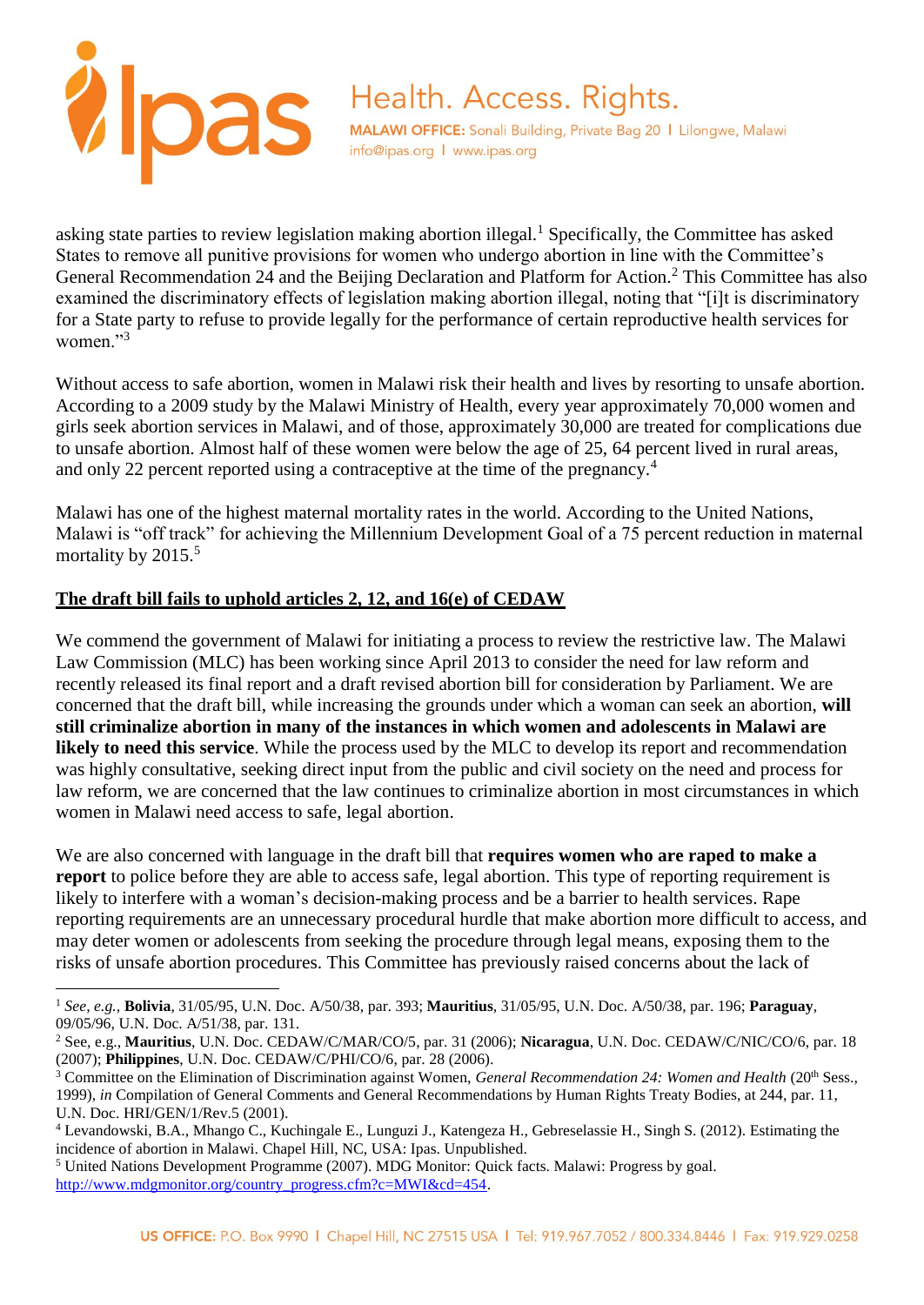asking state parties to review legislation making abortion illegal.[1] Specifically, the Committee has asked States to remove all punitive provisions for women who undergo abortion in line with the Committee's General Recommendation 24 and the Beijing Declaration and Platform for Action.[2] This Committee has also examined the discriminatory effects of legislation making abortion illegal, noting that "[i]t is discriminatory for a State party to refuse to provide legally for the performance of certain reproductive health services for women."[3]

Without access to safe abortion, women in Malawi risk their health and lives by resorting to unsafe abortion. According to a 2009 study by the Malawi Ministry of Health, every year approximately 70,000 women and girls seek abortion services in Malawi, and of those, approximately 30,000 are treated for complications due to unsafe abortion. Almost half of these women were below the age of 25, 64 percent lived in rural areas, and only 22 percent reported using a contraceptive at the time of the pregnancy.[4]

Malawi has one of the highest maternal mortality rates in the world. According to the United Nations, Malawi is "off track" for achieving the Millennium Development Goal of a 75 percent reduction in maternal mortality by 2015.[5]

## The draft bill fails to uphold articles 2, 12, and 16(e) of CEDAW

We commend the government of Malawi for initiating a process to review the restrictive law. The Malawi Law Commission (MLC) has been working since April 2013 to consider the need for law reform and recently released its final report and a draft revised abortion bill for consideration by Parliament. We are concerned that the draft bill, while increasing the grounds under which a woman can seek an abortion, **will still criminalize abortion in many of the instances in which women and adolescents in Malawi are likely to need this service**. While the process used by the MLC to develop its report and recommendation was highly consultative, seeking direct input from the public and civil society on the need and process for law reform, we are concerned that the law continues to criminalize abortion in most circumstances in which women in Malawi need access to safe, legal abortion.

We are also concerned with language in the draft bill that **requires women who are raped to make a report** to police before they are able to access safe, legal abortion. This type of reporting requirement is likely to interfere with a woman's decision-making process and be a barrier to health services. Rape reporting requirements are an unnecessary procedural hurdle that make abortion more difficult to access, and may deter women or adolescents from seeking the procedure through legal means, exposing them to the risks of unsafe abortion procedures. This Committee has previously raised concerns about the lack of

---

[1] *See, e.g.*, **Bolivia**, 31/05/95, U.N. Doc. A/50/38, par. 393; **Mauritius**, 31/05/95, U.N. Doc. A/50/38, par. 196; **Paraguay**, 09/05/96, U.N. Doc. A/51/38, par. 131.

[2] See, e.g., **Mauritius**, U.N. Doc. CEDAW/C/MAR/CO/5, par. 31 (2006); **Nicaragua**, U.N. Doc. CEDAW/C/NIC/CO/6, par. 18 (2007); **Philippines**, U.N. Doc. CEDAW/C/PHI/CO/6, par. 28 (2006).

[3] Committee on the Elimination of Discrimination against Women, *General Recommendation 24: Women and Health* (20th Sess., 1999), *in* Compilation of General Comments and General Recommendations by Human Rights Treaty Bodies, at 244, par. 11, U.N. Doc. HRI/GEN/1/Rev.5 (2001).

[4] Levandowski, B.A., Mhango C., Kuchingale E., Lunguzi J., Katengeza H., Gebreselassie H., Singh S. (2012). Estimating the incidence of abortion in Malawi. Chapel Hill, NC, USA: Ipas. Unpublished.

[5] United Nations Development Programme (2007). MDG Monitor: Quick facts. Malawi: Progress by goal. http://www.mdgmonitor.org/country_progress.cfm?c=MWI&cd=454.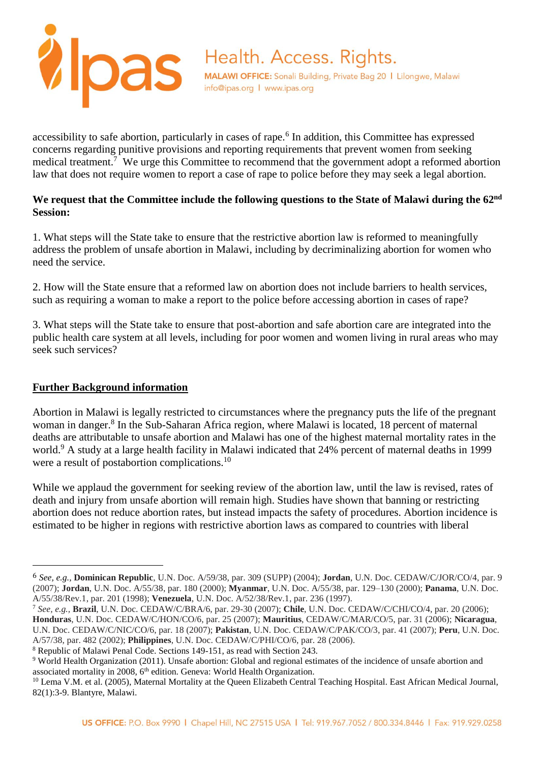accessibility to safe abortion, particularly in cases of rape.[6] In addition, this Committee has expressed concerns regarding punitive provisions and reporting requirements that prevent women from seeking medical treatment.[7] We urge this Committee to recommend that the government adopt a reformed abortion law that does not require women to report a case of rape to police before they may seek a legal abortion.

**We request that the Committee include the following questions to the State of Malawi during the 62nd Session:**

1. What steps will the State take to ensure that the restrictive abortion law is reformed to meaningfully address the problem of unsafe abortion in Malawi, including by decriminalizing abortion for women who need the service.

2. How will the State ensure that a reformed law on abortion does not include barriers to health services, such as requiring a woman to make a report to the police before accessing abortion in cases of rape?

3. What steps will the State take to ensure that post-abortion and safe abortion care are integrated into the public health care system at all levels, including for poor women and women living in rural areas who may seek such services?

## Further Background information

Abortion in Malawi is legally restricted to circumstances where the pregnancy puts the life of the pregnant woman in danger.[8] In the Sub-Saharan Africa region, where Malawi is located, 18 percent of maternal deaths are attributable to unsafe abortion and Malawi has one of the highest maternal mortality rates in the world.[9] A study at a large health facility in Malawi indicated that 24% percent of maternal deaths in 1999 were a result of postabortion complications.[10]

While we applaud the government for seeking review of the abortion law, until the law is revised, rates of death and injury from unsafe abortion will remain high. Studies have shown that banning or restricting abortion does not reduce abortion rates, but instead impacts the safety of procedures. Abortion incidence is estimated to be higher in regions with restrictive abortion laws as compared to countries with liberal

---

[6] *See, e.g.*, **Dominican Republic**, U.N. Doc. A/59/38, par. 309 (SUPP) (2004); **Jordan**, U.N. Doc. CEDAW/C/JOR/CO/4, par. 9 (2007); **Jordan**, U.N. Doc. A/55/38, par. 180 (2000); **Myanmar**, U.N. Doc. A/55/38, par. 129–130 (2000); **Panama**, U.N. Doc. A/55/38/Rev.1, par. 201 (1998); **Venezuela**, U.N. Doc. A/52/38/Rev.1, par. 236 (1997).

[7] *See, e.g.*, **Brazil**, U.N. Doc. CEDAW/C/BRA/6, par. 29-30 (2007); **Chile**, U.N. Doc. CEDAW/C/CHI/CO/4, par. 20 (2006); **Honduras**, U.N. Doc. CEDAW/C/HON/CO/6, par. 25 (2007); **Mauritius**, CEDAW/C/MAR/CO/5, par. 31 (2006); **Nicaragua**, U.N. Doc. CEDAW/C/NIC/CO/6, par. 18 (2007); **Pakistan**, U.N. Doc. CEDAW/C/PAK/CO/3, par. 41 (2007); **Peru**, U.N. Doc. A/57/38, par. 482 (2002); **Philippines**, U.N. Doc. CEDAW/C/PHI/CO/6, par. 28 (2006).

[8] Republic of Malawi Penal Code. Sections 149-151, as read with Section 243.

[9] World Health Organization (2011). Unsafe abortion: Global and regional estimates of the incidence of unsafe abortion and associated mortality in 2008, 6th edition. Geneva: World Health Organization.

[10] Lema V.M. et al. (2005), Maternal Mortality at the Queen Elizabeth Central Teaching Hospital. East African Medical Journal, 82(1):3-9. Blantyre, Malawi.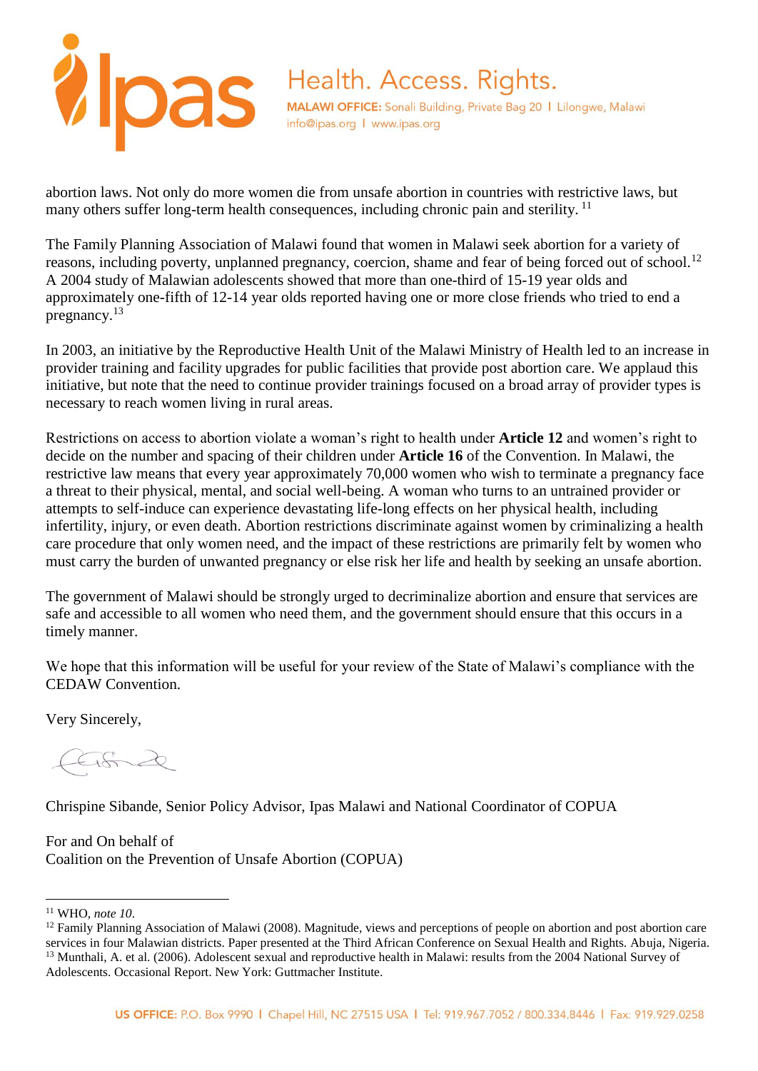abortion laws. Not only do more women die from unsafe abortion in countries with restrictive laws, but many others suffer long-term health consequences, including chronic pain and sterility. [11]

The Family Planning Association of Malawi found that women in Malawi seek abortion for a variety of reasons, including poverty, unplanned pregnancy, coercion, shame and fear of being forced out of school.[12] A 2004 study of Malawian adolescents showed that more than one-third of 15-19 year olds and approximately one-fifth of 12-14 year olds reported having one or more close friends who tried to end a pregnancy.[13]

In 2003, an initiative by the Reproductive Health Unit of the Malawi Ministry of Health led to an increase in provider training and facility upgrades for public facilities that provide post abortion care. We applaud this initiative, but note that the need to continue provider trainings focused on a broad array of provider types is necessary to reach women living in rural areas.

Restrictions on access to abortion violate a woman's right to health under **Article 12** and women's right to decide on the number and spacing of their children under **Article 16** of the Convention. In Malawi, the restrictive law means that every year approximately 70,000 women who wish to terminate a pregnancy face a threat to their physical, mental, and social well-being. A woman who turns to an untrained provider or attempts to self-induce can experience devastating life-long effects on her physical health, including infertility, injury, or even death. Abortion restrictions discriminate against women by criminalizing a health care procedure that only women need, and the impact of these restrictions are primarily felt by women who must carry the burden of unwanted pregnancy or else risk her life and health by seeking an unsafe abortion.

The government of Malawi should be strongly urged to decriminalize abortion and ensure that services are safe and accessible to all women who need them, and the government should ensure that this occurs in a timely manner.

We hope that this information will be useful for your review of the State of Malawi's compliance with the CEDAW Convention.

Very Sincerely,

Chrispine Sibande, Senior Policy Advisor, Ipas Malawi and National Coordinator of COPUA

For and On behalf of
Coalition on the Prevention of Unsafe Abortion (COPUA)

---

[11] WHO, *note 10*.

[12] Family Planning Association of Malawi (2008). Magnitude, views and perceptions of people on abortion and post abortion care services in four Malawian districts. Paper presented at the Third African Conference on Sexual Health and Rights. Abuja, Nigeria.

[13] Munthali, A. et al. (2006). Adolescent sexual and reproductive health in Malawi: results from the 2004 National Survey of Adolescents. Occasional Report. New York: Guttmacher Institute.